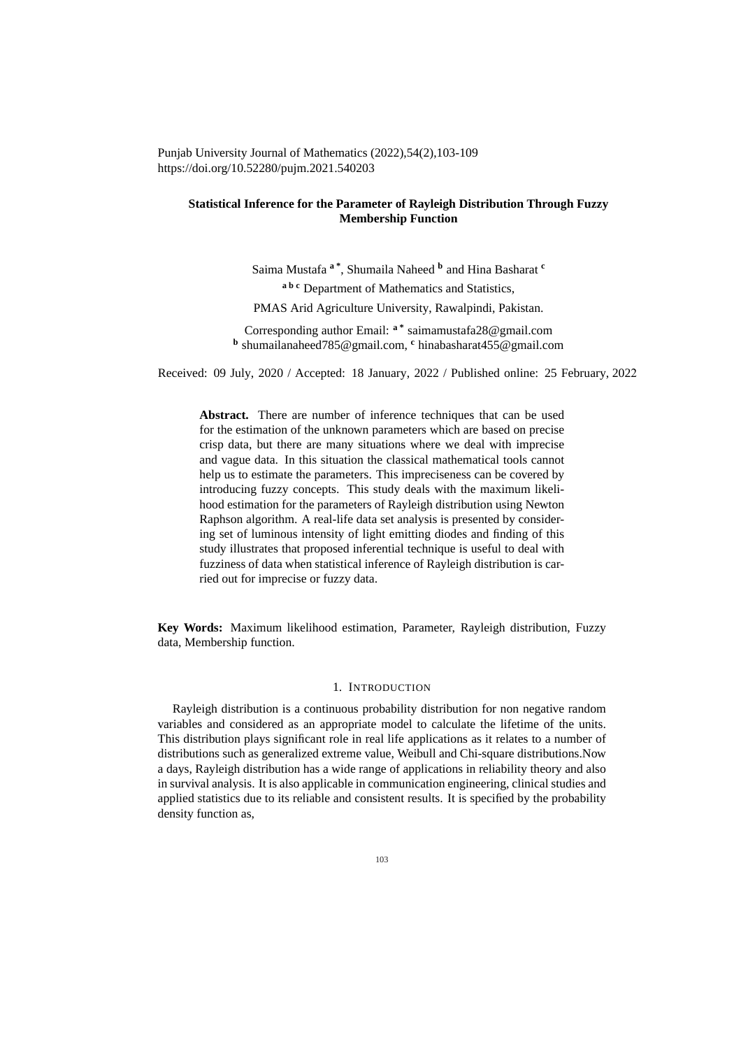Punjab University Journal of Mathematics (2022),54(2),103-109
https://doi.org/10.52280/pujm.2021.540203

# Statistical Inference for the Parameter of Rayleigh Distribution Through Fuzzy Membership Function

Saima Mustafa [a*], Shumaila Naheed [b] and Hina Basharat [c]

[a b c] Department of Mathematics and Statistics,

PMAS Arid Agriculture University, Rawalpindi, Pakistan.

Corresponding author Email: [a*] saimamustafa28@gmail.com
[b] shumailanaheed785@gmail.com, [c] hinabasharat455@gmail.com

Received: 09 July, 2020 / Accepted: 18 January, 2022 / Published online: 25 February, 2022

**Abstract.** There are number of inference techniques that can be used for the estimation of the unknown parameters which are based on precise crisp data, but there are many situations where we deal with imprecise and vague data. In this situation the classical mathematical tools cannot help us to estimate the parameters. This impreciseness can be covered by introducing fuzzy concepts. This study deals with the maximum likelihood estimation for the parameters of Rayleigh distribution using Newton Raphson algorithm. A real-life data set analysis is presented by considering set of luminous intensity of light emitting diodes and finding of this study illustrates that proposed inferential technique is useful to deal with fuzziness of data when statistical inference of Rayleigh distribution is carried out for imprecise or fuzzy data.

**Key Words:** Maximum likelihood estimation, Parameter, Rayleigh distribution, Fuzzy data, Membership function.

## 1. Introduction

Rayleigh distribution is a continuous probability distribution for non negative random variables and considered as an appropriate model to calculate the lifetime of the units. This distribution plays significant role in real life applications as it relates to a number of distributions such as generalized extreme value, Weibull and Chi-square distributions.Now a days, Rayleigh distribution has a wide range of applications in reliability theory and also in survival analysis. It is also applicable in communication engineering, clinical studies and applied statistics due to its reliable and consistent results. It is specified by the probability density function as,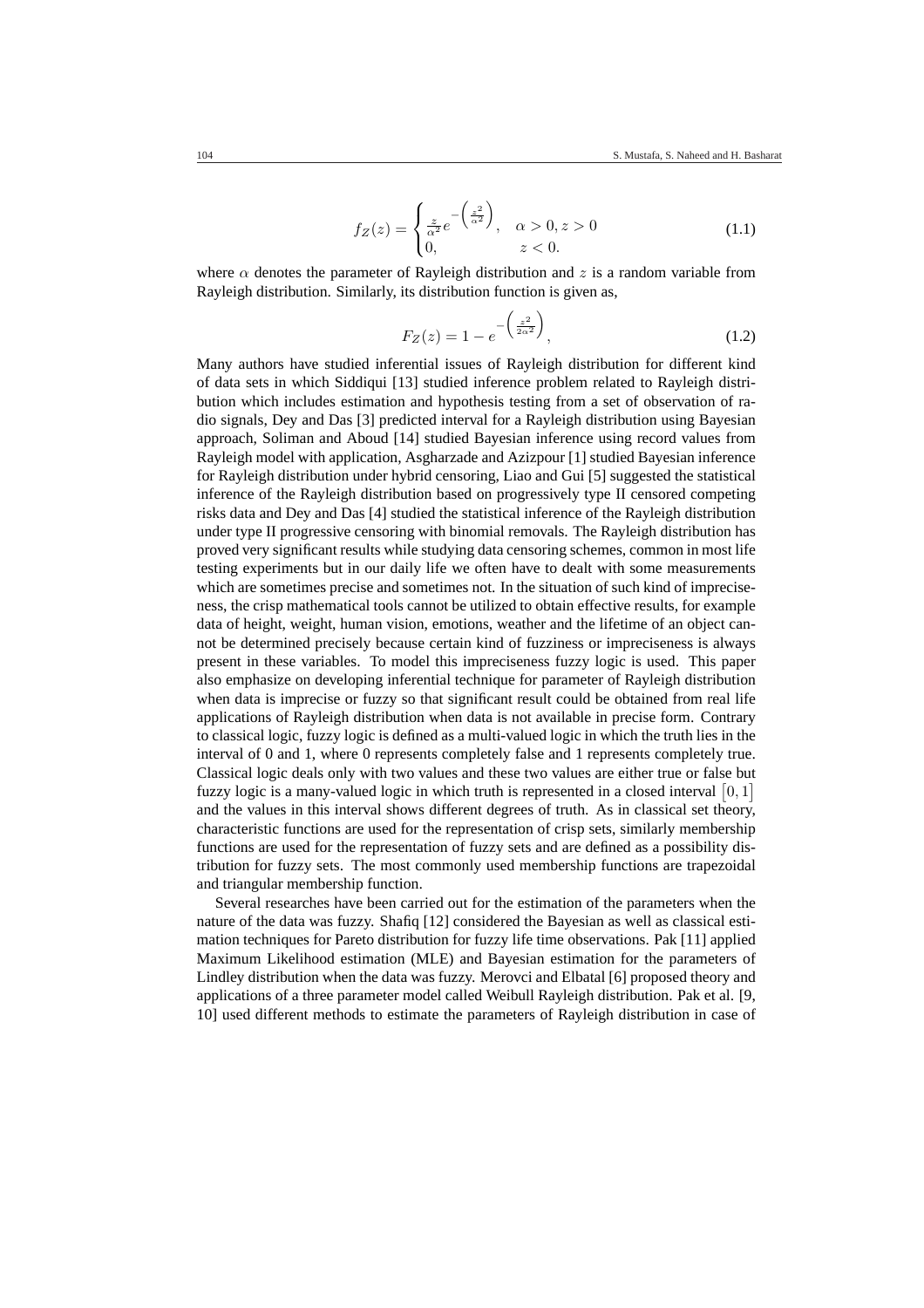$$
f_Z(z) = \begin{cases} \frac{z}{\alpha^2} e^{-\left(\frac{z^2}{\alpha^2}\right)}, & \alpha > 0, z > 0 \\ 0, & z < 0. \end{cases} \tag{1.1}
$$

where $\alpha$ denotes the parameter of Rayleigh distribution and $z$ is a random variable from Rayleigh distribution. Similarly, its distribution function is given as,

$$
F_Z(z) = 1 - e^{-\left(\frac{z^2}{2\alpha^2}\right)}, \tag{1.2}
$$

Many authors have studied inferential issues of Rayleigh distribution for different kind of data sets in which Siddiqui [13] studied inference problem related to Rayleigh distribution which includes estimation and hypothesis testing from a set of observation of radio signals, Dey and Das [3] predicted interval for a Rayleigh distribution using Bayesian approach, Soliman and Aboud [14] studied Bayesian inference using record values from Rayleigh model with application, Asgharzade and Azizpour [1] studied Bayesian inference for Rayleigh distribution under hybrid censoring, Liao and Gui [5] suggested the statistical inference of the Rayleigh distribution based on progressively type II censored competing risks data and Dey and Das [4] studied the statistical inference of the Rayleigh distribution under type II progressive censoring with binomial removals. The Rayleigh distribution has proved very significant results while studying data censoring schemes, common in most life testing experiments but in our daily life we often have to dealt with some measurements which are sometimes precise and sometimes not. In the situation of such kind of impreciseness, the crisp mathematical tools cannot be utilized to obtain effective results, for example data of height, weight, human vision, emotions, weather and the lifetime of an object cannot be determined precisely because certain kind of fuzziness or impreciseness is always present in these variables. To model this impreciseness fuzzy logic is used. This paper also emphasize on developing inferential technique for parameter of Rayleigh distribution when data is imprecise or fuzzy so that significant result could be obtained from real life applications of Rayleigh distribution when data is not available in precise form. Contrary to classical logic, fuzzy logic is defined as a multi-valued logic in which the truth lies in the interval of 0 and 1, where 0 represents completely false and 1 represents completely true. Classical logic deals only with two values and these two values are either true or false but fuzzy logic is a many-valued logic in which truth is represented in a closed interval $[0, 1]$ and the values in this interval shows different degrees of truth. As in classical set theory, characteristic functions are used for the representation of crisp sets, similarly membership functions are used for the representation of fuzzy sets and are defined as a possibility distribution for fuzzy sets. The most commonly used membership functions are trapezoidal and triangular membership function.

Several researches have been carried out for the estimation of the parameters when the nature of the data was fuzzy. Shafiq [12] considered the Bayesian as well as classical estimation techniques for Pareto distribution for fuzzy life time observations. Pak [11] applied Maximum Likelihood estimation (MLE) and Bayesian estimation for the parameters of Lindley distribution when the data was fuzzy. Merovci and Elbatal [6] proposed theory and applications of a three parameter model called Weibull Rayleigh distribution. Pak et al. [9, 10] used different methods to estimate the parameters of Rayleigh distribution in case of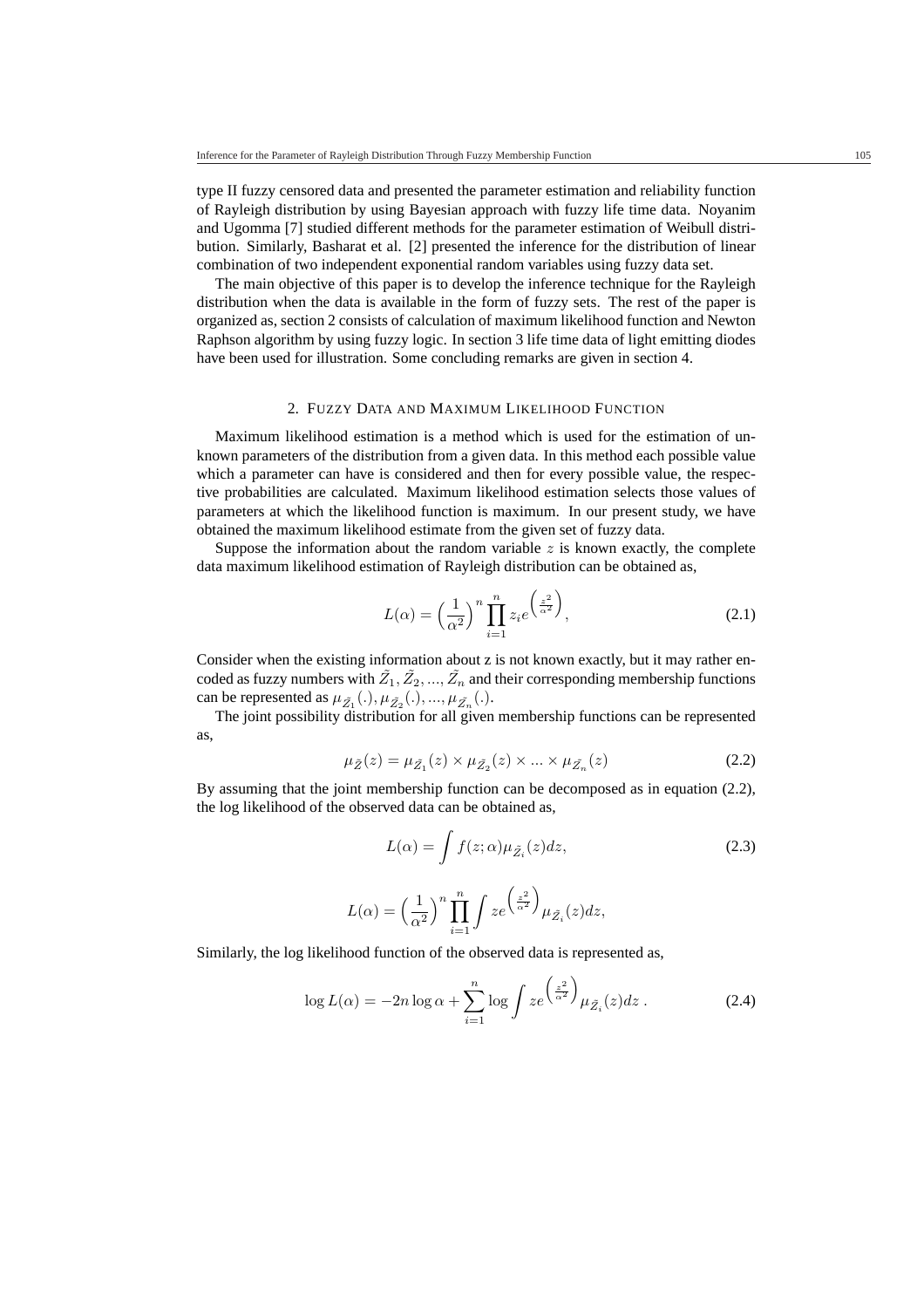type II fuzzy censored data and presented the parameter estimation and reliability function of Rayleigh distribution by using Bayesian approach with fuzzy life time data. Noyanim and Ugomma [7] studied different methods for the parameter estimation of Weibull distribution. Similarly, Basharat et al. [2] presented the inference for the distribution of linear combination of two independent exponential random variables using fuzzy data set.

The main objective of this paper is to develop the inference technique for the Rayleigh distribution when the data is available in the form of fuzzy sets. The rest of the paper is organized as, section 2 consists of calculation of maximum likelihood function and Newton Raphson algorithm by using fuzzy logic. In section 3 life time data of light emitting diodes have been used for illustration. Some concluding remarks are given in section 4.

## 2. Fuzzy Data and Maximum Likelihood Function

Maximum likelihood estimation is a method which is used for the estimation of unknown parameters of the distribution from a given data. In this method each possible value which a parameter can have is considered and then for every possible value, the respective probabilities are calculated. Maximum likelihood estimation selects those values of parameters at which the likelihood function is maximum. In our present study, we have obtained the maximum likelihood estimate from the given set of fuzzy data.

Suppose the information about the random variable $z$ is known exactly, the complete data maximum likelihood estimation of Rayleigh distribution can be obtained as,

$$L(\alpha) = \Big(\frac{1}{\alpha^2}\Big)^n \prod_{i=1}^{n} z_i e^{\left(\frac{z^2}{\alpha^2}\right)}, \tag{2.1}$$

Consider when the existing information about z is not known exactly, but it may rather encoded as fuzzy numbers with $\tilde{Z}_1, \tilde{Z}_2, ..., \tilde{Z}_n$ and their corresponding membership functions can be represented as $\mu_{\tilde{Z}_1}(.), \mu_{\tilde{Z}_2}(.), ..., \mu_{\tilde{Z}_n}(.)$.

The joint possibility distribution for all given membership functions can be represented as,

$$\mu_{\tilde{Z}}(z) = \mu_{\tilde{Z}_1}(z) \times \mu_{\tilde{Z}_2}(z) \times ... \times \mu_{\tilde{Z}_n}(z) \tag{2.2}$$

By assuming that the joint membership function can be decomposed as in equation (2.2), the log likelihood of the observed data can be obtained as,

$$L(\alpha) = \int f(z; \alpha) \mu_{\tilde{Z}_i}(z) dz, \tag{2.3}$$

$$L(\alpha) = \Big(\frac{1}{\alpha^2}\Big)^n \prod_{i=1}^{n} \int z e^{\left(\frac{z^2}{\alpha^2}\right)} \mu_{\tilde{Z}_i}(z) dz,$$

Similarly, the log likelihood function of the observed data is represented as,

$$\log L(\alpha) = -2n \log \alpha + \sum_{i=1}^{n} \log \int z e^{\left(\frac{z^2}{\alpha^2}\right)} \mu_{\tilde{Z}_i}(z) dz \,. \tag{2.4}$$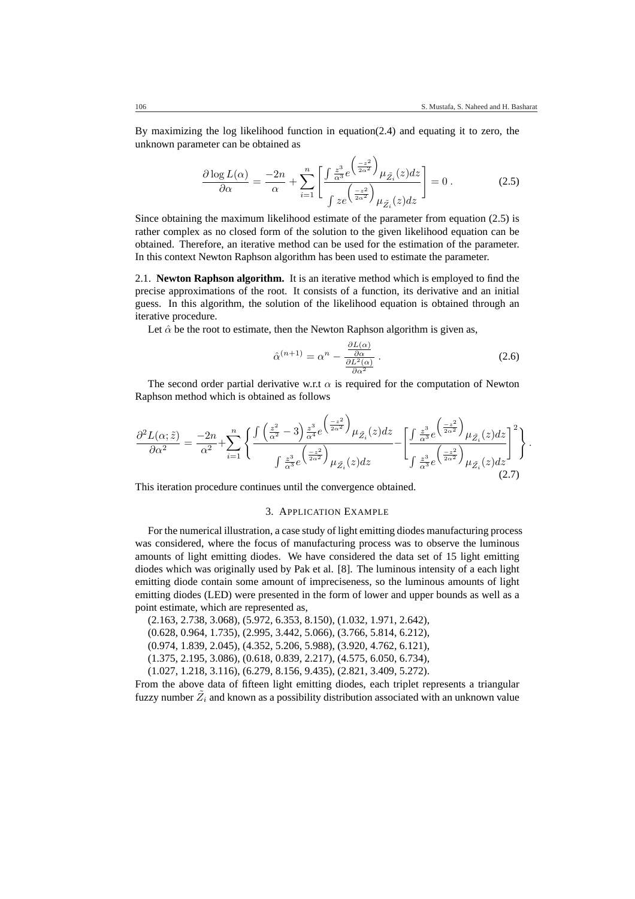By maximizing the log likelihood function in equation(2.4) and equating it to zero, the unknown parameter can be obtained as

$$\frac{\partial \log L(\alpha)}{\partial \alpha} = \frac{-2n}{\alpha} + \sum_{i=1}^{n} \left[ \frac{\int \frac{z^3}{\alpha^3} e^{\left(\frac{-z^2}{2\alpha^2}\right)} \mu_{\tilde{Z}_i}(z)dz}{\int z e^{\left(\frac{-z^2}{2\alpha^2}\right)} \mu_{\tilde{Z}_i}(z)dz} \right] = 0 \,. \tag{2.5}$$

Since obtaining the maximum likelihood estimate of the parameter from equation (2.5) is rather complex as no closed form of the solution to the given likelihood equation can be obtained. Therefore, an iterative method can be used for the estimation of the parameter. In this context Newton Raphson algorithm has been used to estimate the parameter.

2.1. **Newton Raphson algorithm.** It is an iterative method which is employed to find the precise approximations of the root. It consists of a function, its derivative and an initial guess. In this algorithm, the solution of the likelihood equation is obtained through an iterative procedure.

Let $\hat{\alpha}$ be the root to estimate, then the Newton Raphson algorithm is given as,

$$\hat{\alpha}^{(n+1)} = \alpha^n - \frac{\frac{\partial L(\alpha)}{\partial \alpha}}{\frac{\partial L^2(\alpha)}{\partial \alpha^2}} \,. \tag{2.6}$$

The second order partial derivative w.r.t $\alpha$ is required for the computation of Newton Raphson method which is obtained as follows

$$\frac{\partial^2 L(\alpha;\tilde{z})}{\partial \alpha^2} = \frac{-2n}{\alpha^2} + \sum_{i=1}^{n} \left\{ \frac{\int \left(\frac{z^2}{\alpha^2} - 3\right) \frac{z^3}{\alpha^4} e^{\left(\frac{-z^2}{2\alpha^2}\right)} \mu_{\tilde{Z}_i}(z)dz}{\int \frac{z^3}{\alpha^3} e^{\left(\frac{-z^2}{2\alpha^2}\right)} \mu_{\tilde{Z}_i}(z)dz} - \left[ \frac{\int \frac{z^3}{\alpha^3} e^{\left(\frac{-z^2}{2\alpha^2}\right)} \mu_{\tilde{Z}_i}(z)dz}{\int \frac{z^3}{\alpha^3} e^{\left(\frac{-z^2}{2\alpha^2}\right)} \mu_{\tilde{Z}_i}(z)dz} \right]^2 \right\} . \tag{2.7}$$

This iteration procedure continues until the convergence obtained.

## 3. Application Example

For the numerical illustration, a case study of light emitting diodes manufacturing process was considered, where the focus of manufacturing process was to observe the luminous amounts of light emitting diodes. We have considered the data set of 15 light emitting diodes which was originally used by Pak et al. [8]. The luminous intensity of a each light emitting diode contain some amount of impreciseness, so the luminous amounts of light emitting diodes (LED) were presented in the form of lower and upper bounds as well as a point estimate, which are represented as,

(2.163, 2.738, 3.068), (5.972, 6.353, 8.150), (1.032, 1.971, 2.642),
(0.628, 0.964, 1.735), (2.995, 3.442, 5.066), (3.766, 5.814, 6.212),
(0.974, 1.839, 2.045), (4.352, 5.206, 5.988), (3.920, 4.762, 6.121),
(1.375, 2.195, 3.086), (0.618, 0.839, 2.217), (4.575, 6.050, 6.734),
(1.027, 1.218, 3.116), (6.279, 8.156, 9.435), (2.821, 3.409, 5.272).

From the above data of fifteen light emitting diodes, each triplet represents a triangular fuzzy number $\tilde{Z}_i$ and known as a possibility distribution associated with an unknown value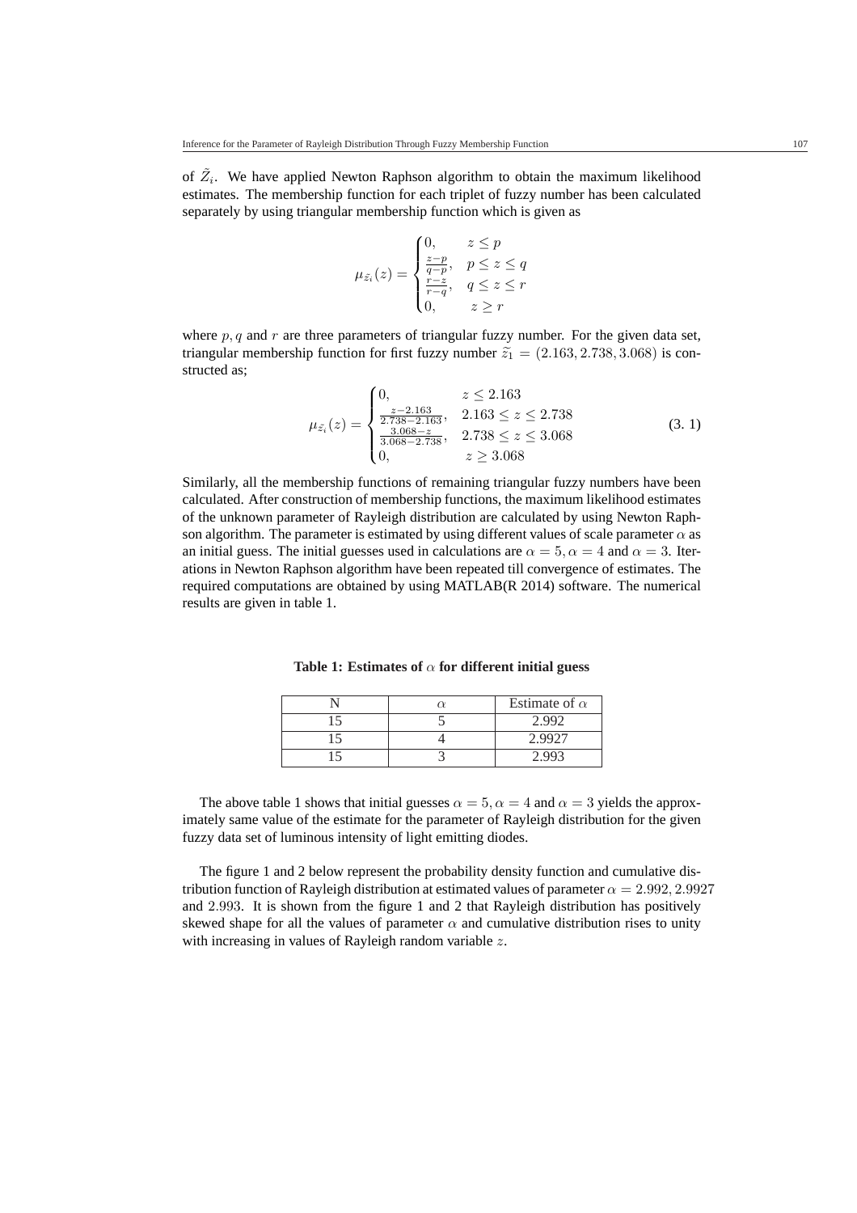of $\tilde{Z}_i$. We have applied Newton Raphson algorithm to obtain the maximum likelihood estimates. The membership function for each triplet of fuzzy number has been calculated separately by using triangular membership function which is given as

$$\mu_{\tilde{z}_i}(z) = \begin{cases} 0, & z \le p \\ \frac{z-p}{q-p}, & p \le z \le q \\ \frac{r-z}{r-q}, & q \le z \le r \\ 0, & z \ge r \end{cases}$$

where $p, q$ and $r$ are three parameters of triangular fuzzy number. For the given data set, triangular membership function for first fuzzy number $\tilde{z}_1 = (2.163, 2.738, 3.068)$ is constructed as;

$$\mu_{\tilde{z}_i}(z) = \begin{cases} 0, & z \le 2.163 \\ \frac{z-2.163}{2.738-2.163}, & 2.163 \le z \le 2.738 \\ \frac{3.068-z}{3.068-2.738}, & 2.738 \le z \le 3.068 \\ 0, & z \ge 3.068 \end{cases} \tag{3. 1}$$

Similarly, all the membership functions of remaining triangular fuzzy numbers have been calculated. After construction of membership functions, the maximum likelihood estimates of the unknown parameter of Rayleigh distribution are calculated by using Newton Raphson algorithm. The parameter is estimated by using different values of scale parameter $\alpha$ as an initial guess. The initial guesses used in calculations are $\alpha = 5, \alpha = 4$ and $\alpha = 3$. Iterations in Newton Raphson algorithm have been repeated till convergence of estimates. The required computations are obtained by using MATLAB(R 2014) software. The numerical results are given in table 1.

**Table 1: Estimates of $\alpha$ for different initial guess**

| N | $\alpha$ | Estimate of $\alpha$ |
|---|---|---|
| 15 | 5 | 2.992 |
| 15 | 4 | 2.9927 |
| 15 | 3 | 2.993 |

The above table 1 shows that initial guesses $\alpha = 5, \alpha = 4$ and $\alpha = 3$ yields the approximately same value of the estimate for the parameter of Rayleigh distribution for the given fuzzy data set of luminous intensity of light emitting diodes.

The figure 1 and 2 below represent the probability density function and cumulative distribution function of Rayleigh distribution at estimated values of parameter $\alpha = 2.992, 2.9927$ and $2.993$. It is shown from the figure 1 and 2 that Rayleigh distribution has positively skewed shape for all the values of parameter $\alpha$ and cumulative distribution rises to unity with increasing in values of Rayleigh random variable $z$.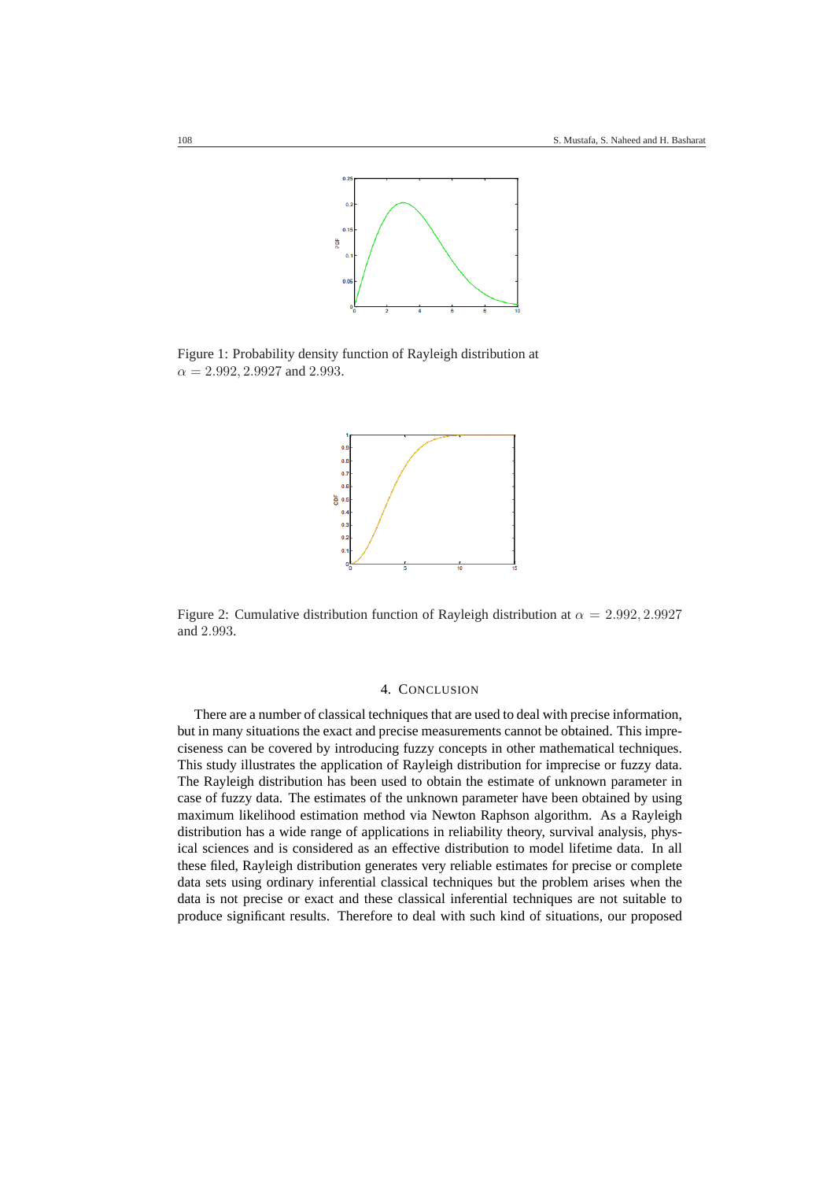Figure 1: Probability density function of Rayleigh distribution at $\alpha = 2.992, 2.9927$ and $2.993$.

Figure 2: Cumulative distribution function of Rayleigh distribution at $\alpha = 2.992, 2.9927$ and $2.993$.

## 4. Conclusion

There are a number of classical techniques that are used to deal with precise information, but in many situations the exact and precise measurements cannot be obtained. This impreciseness can be covered by introducing fuzzy concepts in other mathematical techniques. This study illustrates the application of Rayleigh distribution for imprecise or fuzzy data. The Rayleigh distribution has been used to obtain the estimate of unknown parameter in case of fuzzy data. The estimates of the unknown parameter have been obtained by using maximum likelihood estimation method via Newton Raphson algorithm. As a Rayleigh distribution has a wide range of applications in reliability theory, survival analysis, physical sciences and is considered as an effective distribution to model lifetime data. In all these filed, Rayleigh distribution generates very reliable estimates for precise or complete data sets using ordinary inferential classical techniques but the problem arises when the data is not precise or exact and these classical inferential techniques are not suitable to produce significant results. Therefore to deal with such kind of situations, our proposed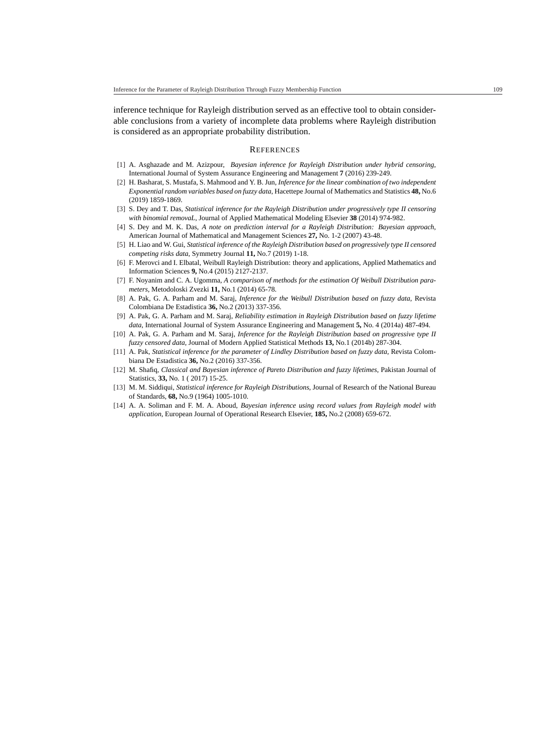inference technique for Rayleigh distribution served as an effective tool to obtain considerable conclusions from a variety of incomplete data problems where Rayleigh distribution is considered as an appropriate probability distribution.

## REFERENCES

[1] A. Asghazade and M. Azizpour, *Bayesian inference for Rayleigh Distribution under hybrid censoring*, International Journal of System Assurance Engineering and Management **7** (2016) 239-249.

[2] H. Basharat, S. Mustafa, S. Mahmood and Y. B. Jun, *Inference for the linear combination of two independent Exponential random variables based on fuzzy data*, Hacettepe Journal of Mathematics and Statistics **48,** No.6 (2019) 1859-1869.

[3] S. Dey and T. Das, *Statistical inference for the Rayleigh Distribution under progressively type II censoring with binomial removaL*, Journal of Applied Mathematical Modeling Elsevier **38** (2014) 974-982.

[4] S. Dey and M. K. Das, *A note on prediction interval for a Rayleigh Distribution: Bayesian approach*, American Journal of Mathematical and Management Sciences **27,** No. 1-2 (2007) 43-48.

[5] H. Liao and W. Gui, *Statistical inference of the Rayleigh Distribution based on progressively type II censored competing risks data*, Symmetry Journal **11,** No.7 (2019) 1-18.

[6] F. Merovci and I. Elbatal, Weibull Rayleigh Distribution: theory and applications, Applied Mathematics and Information Sciences **9,** No.4 (2015) 2127-2137.

[7] F. Noyanim and C. A. Ugomma, *A comparison of methods for the estimation Of Weibull Distribution parameters*, Metodoloski Zvezki **11,** No.1 (2014) 65-78.

[8] A. Pak, G. A. Parham and M. Saraj, *Inference for the Weibull Distribution based on fuzzy data*, Revista Colombiana De Estadistica **36,** No.2 (2013) 337-356.

[9] A. Pak, G. A. Parham and M. Saraj, *Reliability estimation in Rayleigh Distribution based on fuzzy lifetime data*, International Journal of System Assurance Engineering and Management **5,** No. 4 (2014a) 487-494.

[10] A. Pak, G. A. Parham and M. Saraj, *Inference for the Rayleigh Distribution based on progressive type II fuzzy censored data*, Journal of Modern Applied Statistical Methods **13,** No.1 (2014b) 287-304.

[11] A. Pak, *Statistical inference for the parameter of Lindley Distribution based on fuzzy data*, Revista Colombiana De Estadistica **36,** No.2 (2016) 337-356.

[12] M. Shafiq, *Classical and Bayesian inference of Pareto Distribution and fuzzy lifetimes*, Pakistan Journal of Statistics, **33,** No. 1 ( 2017) 15-25.

[13] M. M. Siddiqui, *Statistical inference for Rayleigh Distributions*, Journal of Research of the National Bureau of Standards, **68,** No.9 (1964) 1005-1010.

[14] A. A. Soliman and F. M. A. Aboud, *Bayesian inference using record values from Rayleigh model with application*, European Journal of Operational Research Elsevier, **185,** No.2 (2008) 659-672.